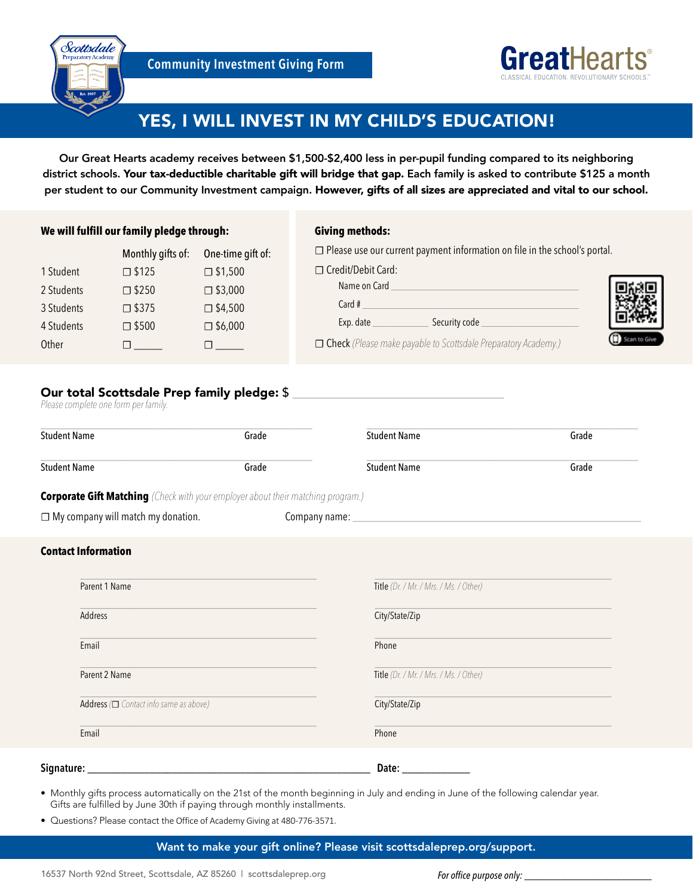Community Investment Giving Form

GreatHearts
CLASSICAL EDUCATION. REVOLUTIONARY SCHOOLS.™

# YES, I WILL INVEST IN MY CHILD'S EDUCATION!

Our Great Hearts academy receives between $1,500-$2,400 less in per-pupil funding compared to its neighboring district schools. **Your tax-deductible charitable gift will bridge that gap.** Each family is asked to contribute $125 a month per student to our Community Investment campaign. **However, gifts of all sizes are appreciated and vital to our school.**

**We will fulfill our family pledge through:**

| | Monthly gifts of: | One-time gift of: |
|---|---|---|
| 1 Student | ☐ $125 | ☐ $1,500 |
| 2 Students | ☐ $250 | ☐ $3,000 |
| 3 Students | ☐ $375 | ☐ $4,500 |
| 4 Students | ☐ $500 | ☐ $6,000 |
| Other | ☐ _____ | ☐ _____ |

**Giving methods:**

☐ Please use our current payment information on file in the school's portal.

☐ Credit/Debit Card:

Name on Card ______________________________

Card # ______________________________

Exp. date ___________ Security code ________________

☐ Check *(Please make payable to Scottsdale Preparatory Academy.)*

Scan to Give

**Our total Scottsdale Prep family pledge:** $ ______________________________

*Please complete one form per family.*

| Student Name | Grade | Student Name | Grade |
|---|---|---|---|
| Student Name | Grade | Student Name | Grade |

**Corporate Gift Matching** *(Check with your employer about their matching program.)*

☐ My company will match my donation. Company name: ______________________________

**Contact Information**

| | |
|---|---|
| Parent 1 Name | Title *(Dr. / Mr. / Mrs. / Ms. / Other)* |
| Address | City/State/Zip |
| Email | Phone |
| Parent 2 Name | Title *(Dr. / Mr. / Mrs. / Ms. / Other)* |
| Address (☐ *Contact info same as above)* | City/State/Zip |
| Email | Phone |

**Signature:** ______________________________ **Date:** ____________

- Monthly gifts process automatically on the 21st of the month beginning in July and ending in June of the following calendar year. Gifts are fulfilled by June 30th if paying through monthly installments.
- Questions? Please contact the Office of Academy Giving at 480-776-3571.

**Want to make your gift online? Please visit scottsdaleprep.org/support.**

16537 North 92nd Street, Scottsdale, AZ 85260 | scottsdaleprep.org

*For office purpose only:* ____________________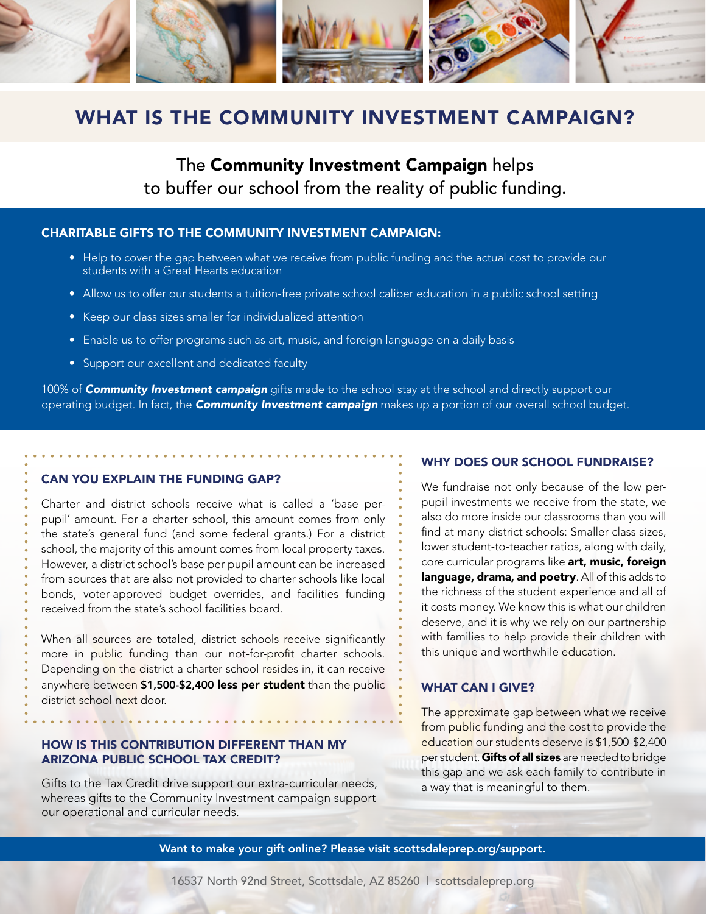# WHAT IS THE COMMUNITY INVESTMENT CAMPAIGN?

The **Community Investment Campaign** helps to buffer our school from the reality of public funding.

## CHARITABLE GIFTS TO THE COMMUNITY INVESTMENT CAMPAIGN:

- Help to cover the gap between what we receive from public funding and the actual cost to provide our students with a Great Hearts education
- Allow us to offer our students a tuition-free private school caliber education in a public school setting
- Keep our class sizes smaller for individualized attention
- Enable us to offer programs such as art, music, and foreign language on a daily basis
- Support our excellent and dedicated faculty

100% of ***Community Investment campaign*** gifts made to the school stay at the school and directly support our operating budget. In fact, the ***Community Investment campaign*** makes up a portion of our overall school budget.

## CAN YOU EXPLAIN THE FUNDING GAP?

Charter and district schools receive what is called a 'base per-pupil' amount. For a charter school, this amount comes from only the state's general fund (and some federal grants.) For a district school, the majority of this amount comes from local property taxes. However, a district school's base per pupil amount can be increased from sources that are also not provided to charter schools like local bonds, voter-approved budget overrides, and facilities funding received from the state's school facilities board.

When all sources are totaled, district schools receive significantly more in public funding than our not-for-profit charter schools. Depending on the district a charter school resides in, it can receive anywhere between **$1,500-$2,400 less per student** than the public district school next door.

## HOW IS THIS CONTRIBUTION DIFFERENT THAN MY ARIZONA PUBLIC SCHOOL TAX CREDIT?

Gifts to the Tax Credit drive support our extra-curricular needs, whereas gifts to the Community Investment campaign support our operational and curricular needs.

## WHY DOES OUR SCHOOL FUNDRAISE?

We fundraise not only because of the low per-pupil investments we receive from the state, we also do more inside our classrooms than you will find at many district schools: Smaller class sizes, lower student-to-teacher ratios, along with daily, core curricular programs like **art, music, foreign language, drama, and poetry**. All of this adds to the richness of the student experience and all of it costs money. We know this is what our children deserve, and it is why we rely on our partnership with families to help provide their children with this unique and worthwhile education.

## WHAT CAN I GIVE?

The approximate gap between what we receive from public funding and the cost to provide the education our students deserve is $1,500-$2,400 per student. **Gifts of all sizes** are needed to bridge this gap and we ask each family to contribute in a way that is meaningful to them.

**Want to make your gift online? Please visit scottsdaleprep.org/support.**

16537 North 92nd Street, Scottsdale, AZ 85260 | scottsdaleprep.org